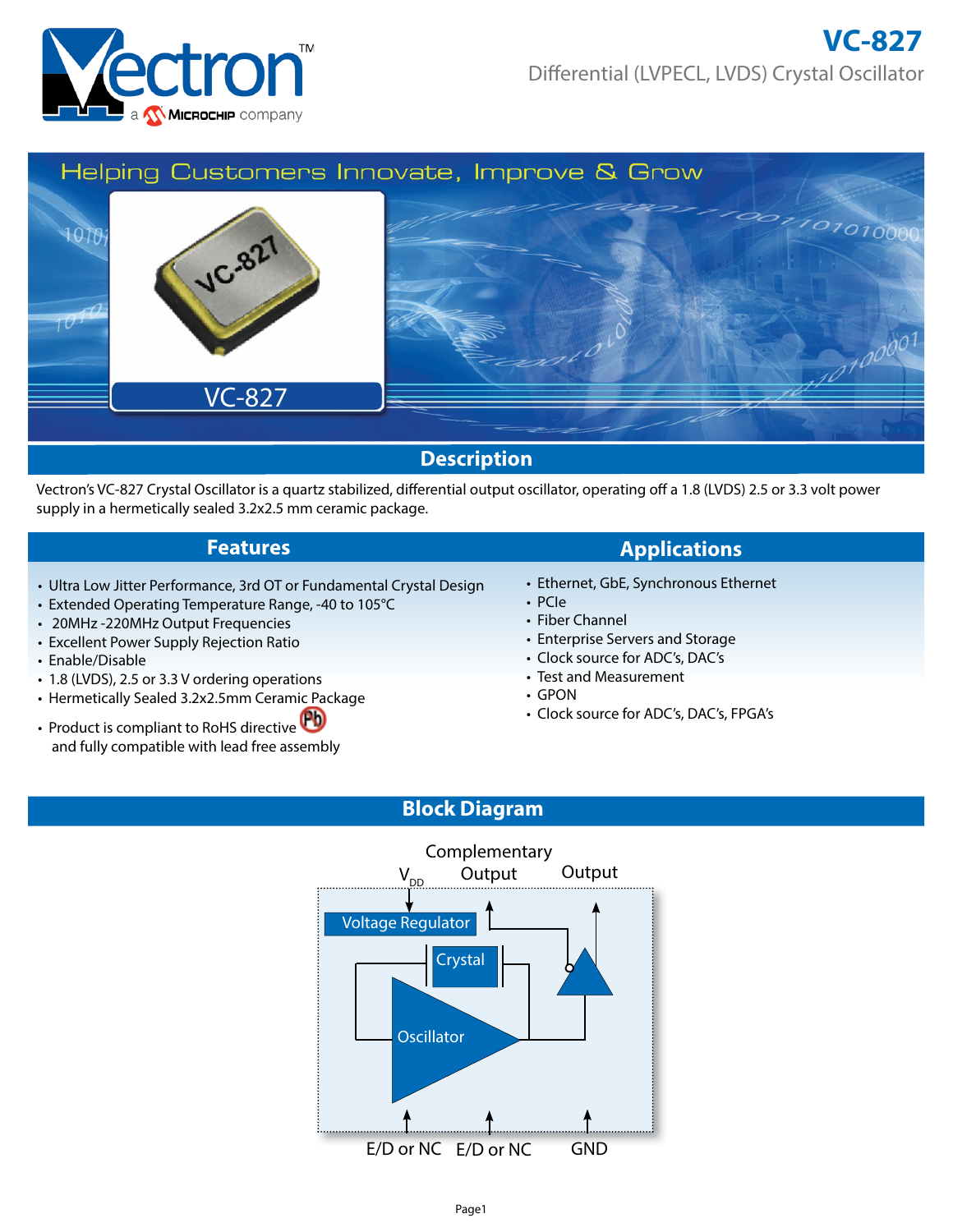# VC-827

Differential (LVPECL, LVDS) Crystal Oscillator

Helping Customers Innovate, Improve & Grow

VC-827

## Description

Vectron's VC-827 Crystal Oscillator is a quartz stabilized, differential output oscillator, operating off a 1.8 (LVDS) 2.5 or 3.3 volt power supply in a hermetically sealed 3.2x2.5 mm ceramic package.

## Features

- Ultra Low Jitter Performance, 3rd OT or Fundamental Crystal Design
- Extended Operating Temperature Range, -40 to 105°C
- 20MHz -220MHz Output Frequencies
- Excellent Power Supply Rejection Ratio
- Enable/Disable
- 1.8 (LVDS), 2.5 or 3.3 V ordering operations
- Hermetically Sealed 3.2x2.5mm Ceramic Package
- Product is compliant to RoHS directive and fully compatible with lead free assembly

## Applications

- Ethernet, GbE, Synchronous Ethernet
- PCIe
- Fiber Channel
- Enterprise Servers and Storage
- Clock source for ADC's, DAC's
- Test and Measurement
- GPON
- Clock source for ADC's, DAC's, FPGA's

## Block Diagram

$V_{DD}$ | Complementary Output | Output

Voltage Regulator

Crystal

Oscillator

E/D or NC | E/D or NC | GND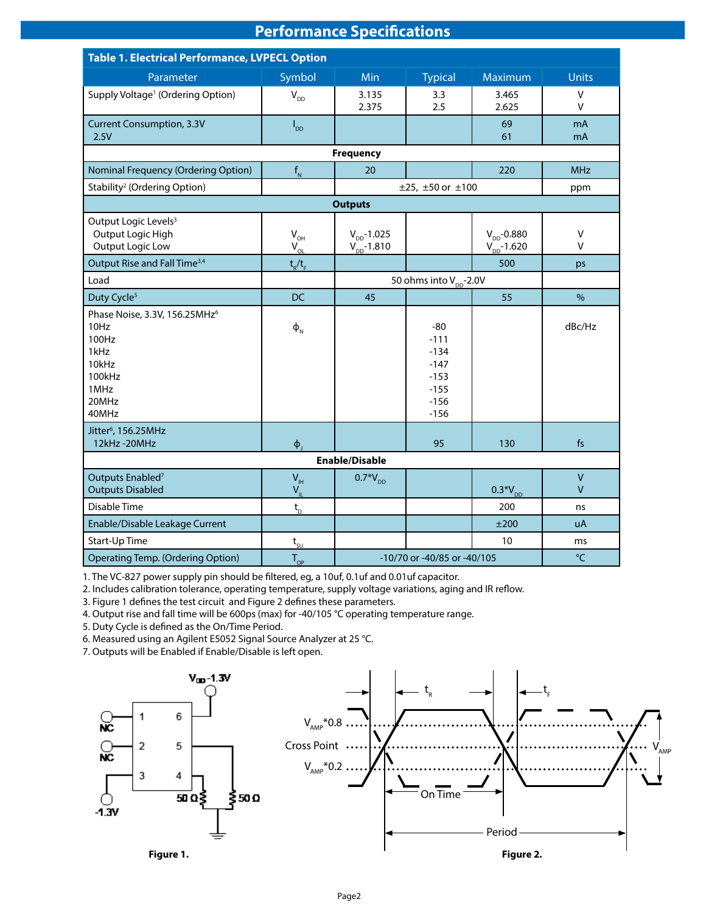# Performance Specifications

**Table 1. Electrical Performance, LVPECL Option**

| Parameter | Symbol | Min | Typical | Maximum | Units |
|---|---|---|---|---|---|
| Supply Voltage[1] (Ordering Option) | $V_{DD}$ | 3.135<br>2.375 | 3.3<br>2.5 | 3.465<br>2.625 | V<br>V |
| Current Consumption, 3.3V<br>2.5V | $I_{DD}$ | | | 69<br>61 | mA<br>mA |
| **Frequency** | | | | | |
| Nominal Frequency (Ordering Option) | $f_N$ | 20 | | 220 | MHz |
| Stability[2] (Ordering Option) | | ±25, ±50 or ±100 | | | ppm |
| **Outputs** | | | | | |
| Output Logic Levels[3]<br>Output Logic High<br>Output Logic Low | $V_{OH}$<br>$V_{OL}$ | $V_{DD}$-1.025<br>$V_{DD}$-1.810 | | $V_{DD}$-0.880<br>$V_{DD}$-1.620 | V<br>V |
| Output Rise and Fall Time[3,4] | $t_R/t_F$ | | | 500 | ps |
| Load | | 50 ohms into $V_{DD}$-2.0V | | | |
| Duty Cycle[5] | DC | 45 | | 55 | % |
| Phase Noise, 3.3V, 156.25MHz[6]<br>10Hz<br>100Hz<br>1kHz<br>10kHz<br>100kHz<br>1MHz<br>20MHz<br>40MHz | $\phi_N$ | | -80<br>-111<br>-134<br>-147<br>-153<br>-155<br>-156<br>-156 | | dBc/Hz |
| Jitter[6], 156.25MHz<br>12kHz -20MHz | $\phi_J$ | | 95 | 130 | fs |
| **Enable/Disable** | | | | | |
| Outputs Enabled[7]<br>Outputs Disabled | $V_{IH}$<br>$V_{IL}$ | 0.7*$V_{DD}$ | | 0.3*$V_{DD}$ | V<br>V |
| Disable Time | $t_D$ | | | 200 | ns |
| Enable/Disable Leakage Current | | | | ±200 | uA |
| Start-Up Time | $t_{SU}$ | | | 10 | ms |
| Operating Temp. (Ordering Option) | $T_{OP}$ | -10/70 or -40/85 or -40/105 | | | °C |

1. The VC-827 power supply pin should be filtered, eg, a 10uf, 0.1uf and 0.01uf capacitor.
2. Includes calibration tolerance, operating temperature, supply voltage variations, aging and IR reflow.
3. Figure 1 defines the test circuit and Figure 2 defines these parameters.
4. Output rise and fall time will be 600ps (max) for -40/105 °C operating temperature range.
5. Duty Cycle is defined as the On/Time Period.
6. Measured using an Agilent E5052 Signal Source Analyzer at 25 °C.
7. Outputs will be Enabled if Enable/Disable is left open.

**Figure 1.**

**Figure 2.**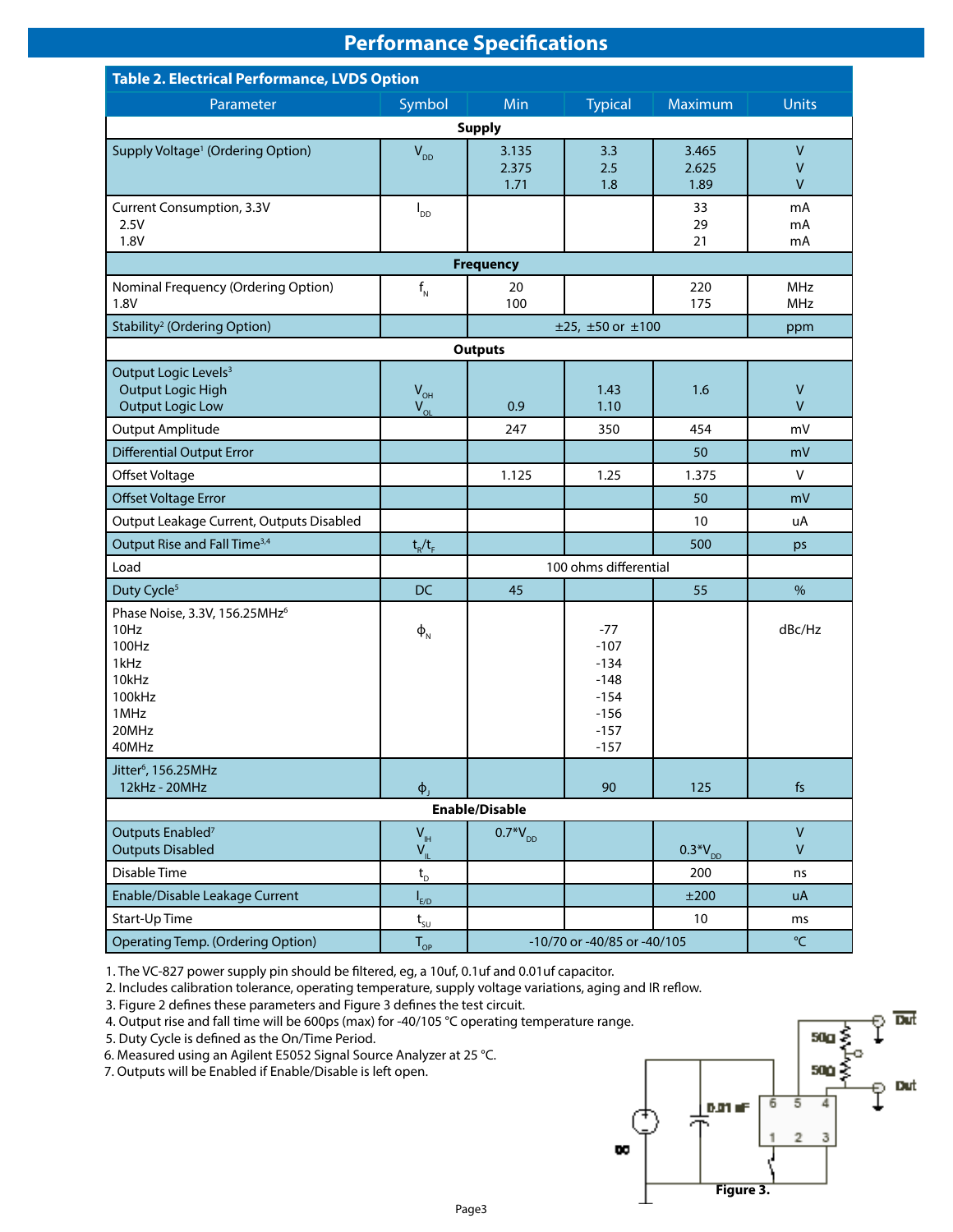## Performance Specifications

**Table 2. Electrical Performance, LVDS Option**

| Parameter | Symbol | Min | Typical | Maximum | Units |
|---|---|---|---|---|---|
| **Supply** | | | | | |
| Supply Voltage[1] (Ordering Option) | $V_{DD}$ | 3.135<br>2.375<br>1.71 | 3.3<br>2.5<br>1.8 | 3.465<br>2.625<br>1.89 | V<br>V<br>V |
| Current Consumption, 3.3V<br>2.5V<br>1.8V | $I_{DD}$ | | | 33<br>29<br>21 | mA<br>mA<br>mA |
| **Frequency** | | | | | |
| Nominal Frequency (Ordering Option)<br>1.8V | $f_N$ | 20<br>100 | | 220<br>175 | MHz<br>MHz |
| Stability[2] (Ordering Option) | | ±25, ±50 or ±100 | | | ppm |
| **Outputs** | | | | | |
| Output Logic Levels[3]<br>Output Logic High<br>Output Logic Low | $V_{OH}$<br>$V_{OL}$ | <br><br>0.9 | <br>1.43<br>1.10 | <br>1.6 | <br>V<br>V |
| Output Amplitude | | 247 | 350 | 454 | mV |
| Differential Output Error | | | | 50 | mV |
| Offset Voltage | | 1.125 | 1.25 | 1.375 | V |
| Offset Voltage Error | | | | 50 | mV |
| Output Leakage Current, Outputs Disabled | | | | 10 | uA |
| Output Rise and Fall Time[3,4] | $t_R/t_F$ | | | 500 | ps |
| Load | | 100 ohms differential | | | |
| Duty Cycle[5] | DC | 45 | | 55 | % |
| Phase Noise, 3.3V, 156.25MHz[6]<br>10Hz<br>100Hz<br>1kHz<br>10kHz<br>100kHz<br>1MHz<br>20MHz<br>40MHz | $\phi_N$ | | <br>-77<br>-107<br>-134<br>-148<br>-154<br>-156<br>-157<br>-157 | | dBc/Hz |
| Jitter[6], 156.25MHz<br>12kHz - 20MHz | $\phi_J$ | | 90 | 125 | fs |
| **Enable/Disable** | | | | | |
| Outputs Enabled[7]<br>Outputs Disabled | $V_{IH}$<br>$V_{IL}$ | $0.7*V_{DD}$ | | <br>$0.3*V_{DD}$ | V<br>V |
| Disable Time | $t_D$ | | | 200 | ns |
| Enable/Disable Leakage Current | $I_{E/D}$ | | | ±200 | uA |
| Start-Up Time | $t_{SU}$ | | | 10 | ms |
| Operating Temp. (Ordering Option) | $T_{OP}$ | -10/70 or -40/85 or -40/105 | | | °C |

1. The VC-827 power supply pin should be filtered, eg, a 10uf, 0.1uf and 0.01uf capacitor.
2. Includes calibration tolerance, operating temperature, supply voltage variations, aging and IR reflow.
3. Figure 2 defines these parameters and Figure 3 defines the test circuit.
4. Output rise and fall time will be 600ps (max) for -40/105 °C operating temperature range.
5. Duty Cycle is defined as the On/Time Period.
6. Measured using an Agilent E5052 Signal Source Analyzer at 25 °C.
7. Outputs will be Enabled if Enable/Disable is left open.

Figure 3.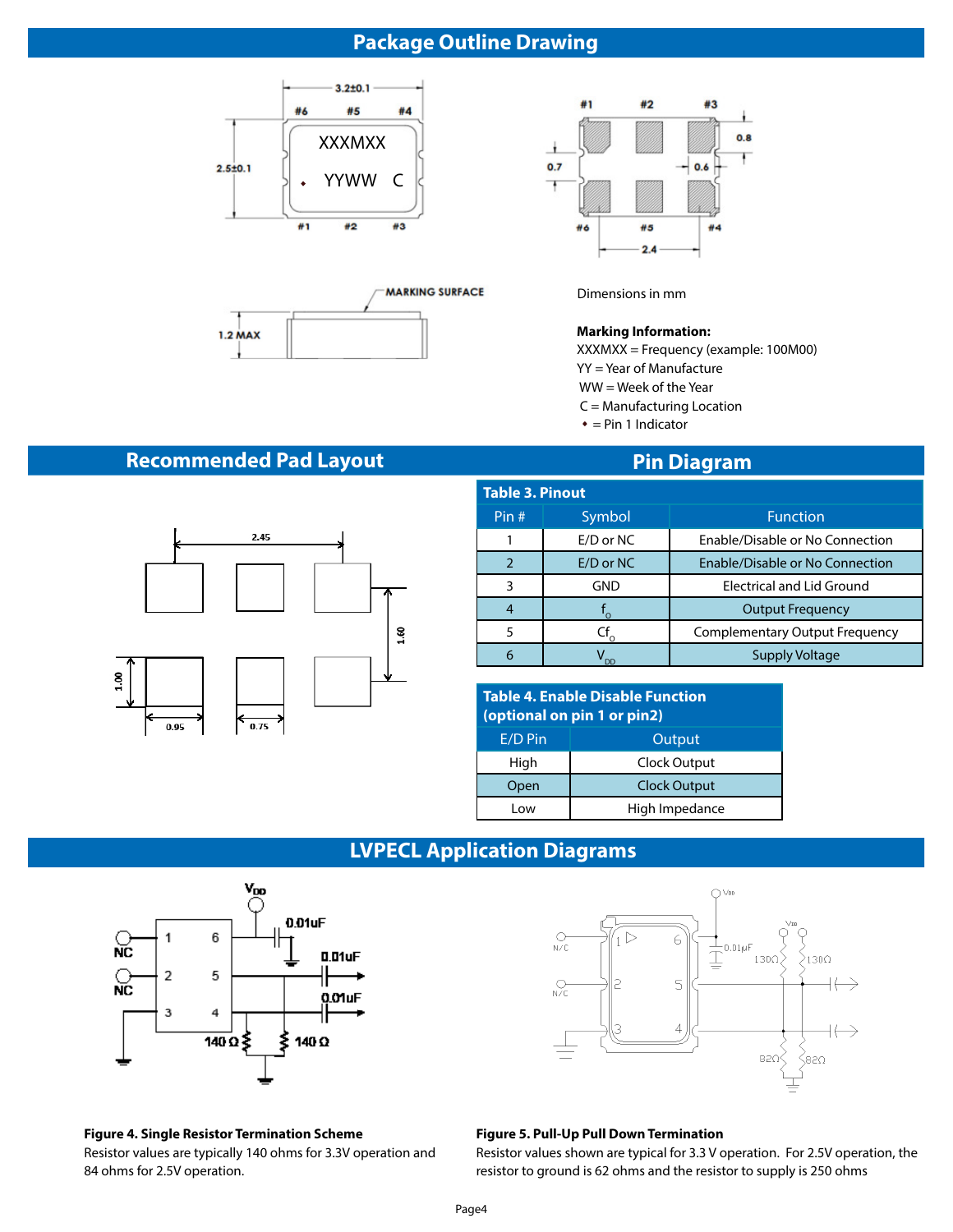## Package Outline Drawing

Dimensions in mm

**Marking Information:**
XXXMXX = Frequency (example: 100M00)
YY = Year of Manufacture
WW = Week of the Year
C = Manufacturing Location
• = Pin 1 Indicator

## Recommended Pad Layout

## Pin Diagram

**Table 3. Pinout**

| Pin # | Symbol | Function |
|---|---|---|
| 1 | E/D or NC | Enable/Disable or No Connection |
| 2 | E/D or NC | Enable/Disable or No Connection |
| 3 | GND | Electrical and Lid Ground |
| 4 | $f_O$ | Output Frequency |
| 5 | $Cf_O$ | Complementary Output Frequency |
| 6 | $V_{DD}$ | Supply Voltage |

**Table 4. Enable Disable Function (optional on pin 1 or pin2)**

| E/D Pin | Output |
|---|---|
| High | Clock Output |
| Open | Clock Output |
| Low | High Impedance |

## LVPECL Application Diagrams

**Figure 4. Single Resistor Termination Scheme**
Resistor values are typically 140 ohms for 3.3V operation and 84 ohms for 2.5V operation.

**Figure 5. Pull-Up Pull Down Termination**
Resistor values shown are typical for 3.3 V operation. For 2.5V operation, the resistor to ground is 62 ohms and the resistor to supply is 250 ohms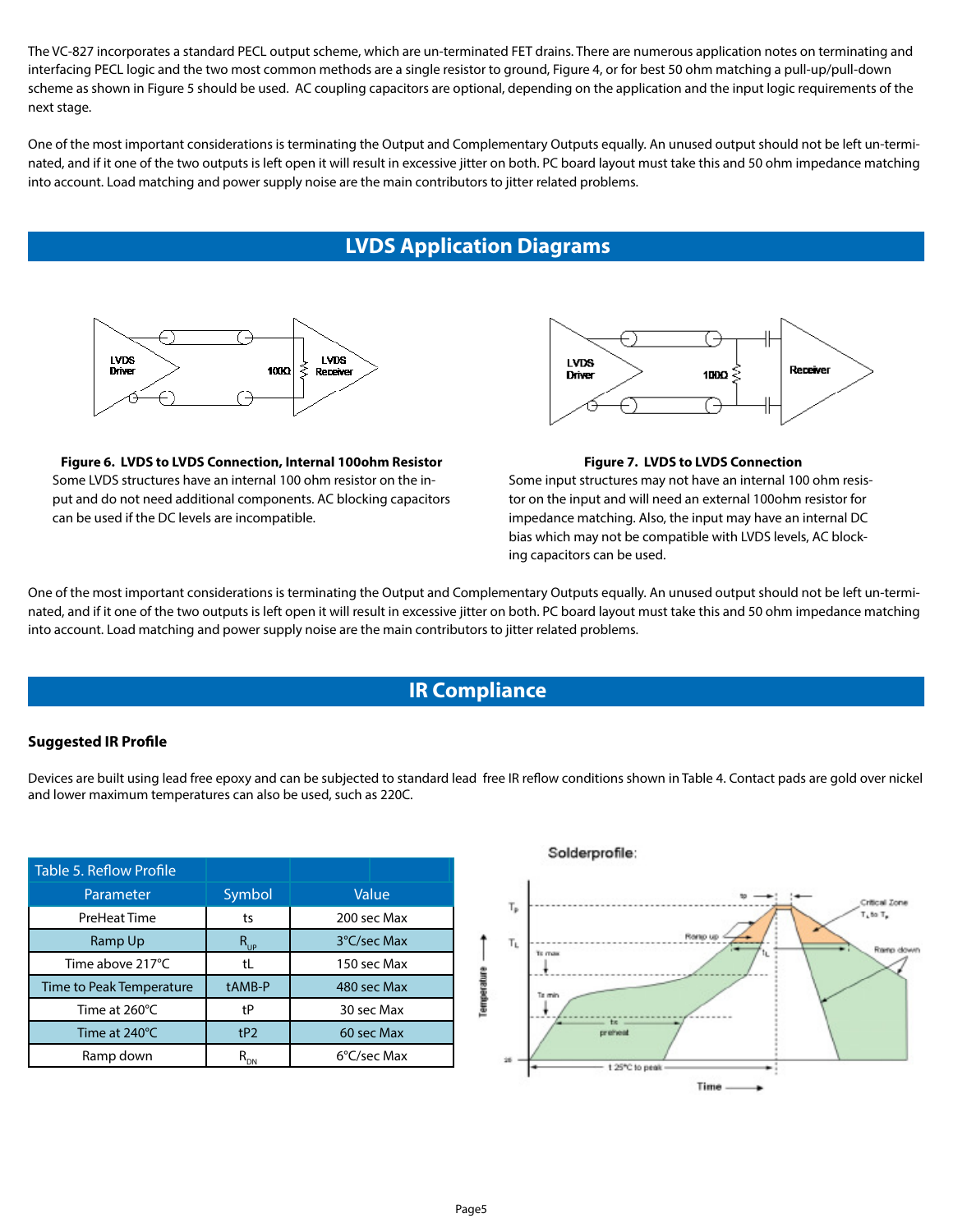The VC-827 incorporates a standard PECL output scheme, which are un-terminated FET drains. There are numerous application notes on terminating and interfacing PECL logic and the two most common methods are a single resistor to ground, Figure 4, or for best 50 ohm matching a pull-up/pull-down scheme as shown in Figure 5 should be used. AC coupling capacitors are optional, depending on the application and the input logic requirements of the next stage.

One of the most important considerations is terminating the Output and Complementary Outputs equally. An unused output should not be left un-terminated, and if it one of the two outputs is left open it will result in excessive jitter on both. PC board layout must take this and 50 ohm impedance matching into account. Load matching and power supply noise are the main contributors to jitter related problems.

## LVDS Application Diagrams

**Figure 6. LVDS to LVDS Connection, Internal 100ohm Resistor**
Some LVDS structures have an internal 100 ohm resistor on the input and do not need additional components. AC blocking capacitors can be used if the DC levels are incompatible.

**Figure 7. LVDS to LVDS Connection**
Some input structures may not have an internal 100 ohm resistor on the input and will need an external 100ohm resistor for impedance matching. Also, the input may have an internal DC bias which may not be compatible with LVDS levels, AC blocking capacitors can be used.

One of the most important considerations is terminating the Output and Complementary Outputs equally. An unused output should not be left un-terminated, and if it one of the two outputs is left open it will result in excessive jitter on both. PC board layout must take this and 50 ohm impedance matching into account. Load matching and power supply noise are the main contributors to jitter related problems.

## IR Compliance

### Suggested IR Profile

Devices are built using lead free epoxy and can be subjected to standard lead free IR reflow conditions shown in Table 4. Contact pads are gold over nickel and lower maximum temperatures can also be used, such as 220C.

| Table 5. Reflow Profile | | |
|---|---|---|
| Parameter | Symbol | Value |
| PreHeat Time | ts | 200 sec Max |
| Ramp Up | $R_{UP}$ | 3°C/sec Max |
| Time above 217°C | tL | 150 sec Max |
| Time to Peak Temperature | tAMB-P | 480 sec Max |
| Time at 260°C | tP | 30 sec Max |
| Time at 240°C | tP2 | 60 sec Max |
| Ramp down | $R_{DN}$ | 6°C/sec Max |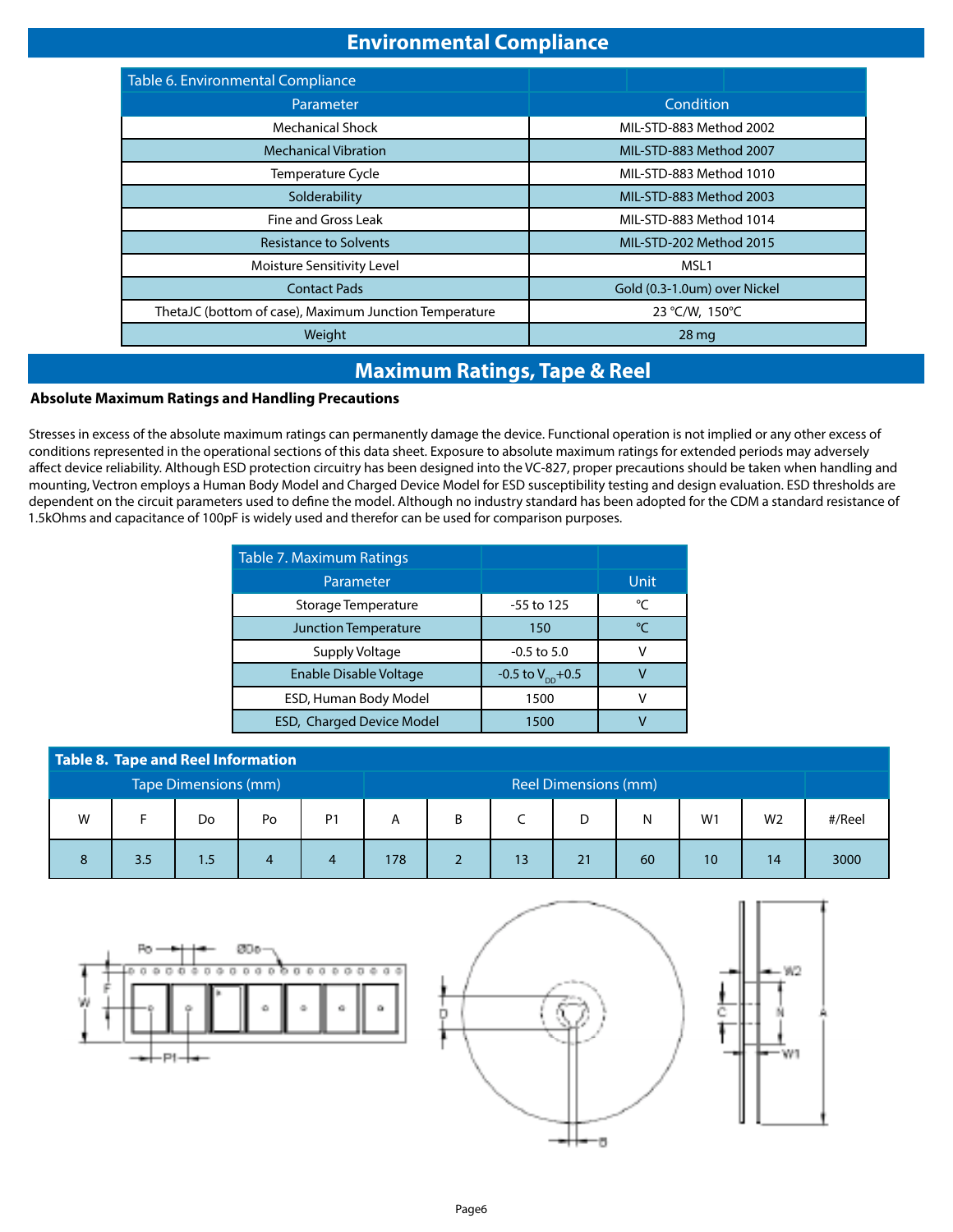## Environmental Compliance

| Table 6. Environmental Compliance | |
|---|---|
| Parameter | Condition |
| Mechanical Shock | MIL-STD-883 Method 2002 |
| Mechanical Vibration | MIL-STD-883 Method 2007 |
| Temperature Cycle | MIL-STD-883 Method 1010 |
| Solderability | MIL-STD-883 Method 2003 |
| Fine and Gross Leak | MIL-STD-883 Method 1014 |
| Resistance to Solvents | MIL-STD-202 Method 2015 |
| Moisture Sensitivity Level | MSL1 |
| Contact Pads | Gold (0.3-1.0um) over Nickel |
| ThetaJC (bottom of case), Maximum Junction Temperature | 23 °C/W, 150°C |
| Weight | 28 mg |

## Maximum Ratings, Tape & Reel

**Absolute Maximum Ratings and Handling Precautions**

Stresses in excess of the absolute maximum ratings can permanently damage the device. Functional operation is not implied or any other excess of conditions represented in the operational sections of this data sheet. Exposure to absolute maximum ratings for extended periods may adversely affect device reliability. Although ESD protection circuitry has been designed into the VC-827, proper precautions should be taken when handling and mounting, Vectron employs a Human Body Model and Charged Device Model for ESD susceptibility testing and design evaluation. ESD thresholds are dependent on the circuit parameters used to define the model. Although no industry standard has been adopted for the CDM a standard resistance of 1.5kOhms and capacitance of 100pF is widely used and therefor can be used for comparison purposes.

| Table 7. Maximum Ratings | | |
|---|---|---|
| Parameter | | Unit |
| Storage Temperature | -55 to 125 | °C |
| Junction Temperature | 150 | °C |
| Supply Voltage | -0.5 to 5.0 | V |
| Enable Disable Voltage | -0.5 to $V_{DD}$+0.5 | V |
| ESD, Human Body Model | 1500 | V |
| ESD, Charged Device Model | 1500 | V |

| **Table 8. Tape and Reel Information** | | | | | | | | | | | | |
|---|---|---|---|---|---|---|---|---|---|---|---|---|
| Tape Dimensions (mm) | | | | | Reel Dimensions (mm) | | | | | | | |
| W | F | Do | Po | P1 | A | B | C | D | N | W1 | W2 | #/Reel |
| 8 | 3.5 | 1.5 | 4 | 4 | 178 | 2 | 13 | 21 | 60 | 10 | 14 | 3000 |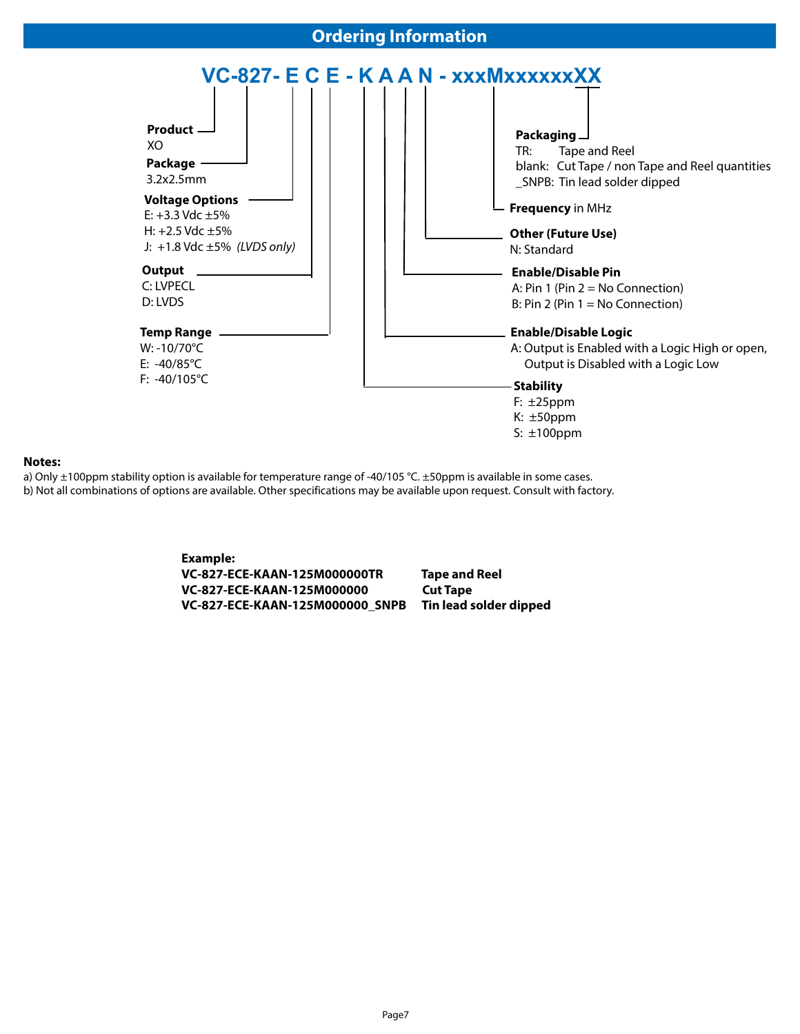## Ordering Information

**VC-827- E C E - K A A N - xxxMxxxxxxXX**

**Product**
XO

**Package**
3.2x2.5mm

**Voltage Options**
E: +3.3 Vdc ±5%
H: +2.5 Vdc ±5%
J: +1.8 Vdc ±5% *(LVDS only)*

**Output**
C: LVPECL
D: LVDS

**Temp Range**
W: -10/70°C
E: -40/85°C
F: -40/105°C

**Stability**
F: ±25ppm
K: ±50ppm
S: ±100ppm

**Enable/Disable Logic**
A: Output is Enabled with a Logic High or open, Output is Disabled with a Logic Low

**Enable/Disable Pin**
A: Pin 1 (Pin 2 = No Connection)
B: Pin 2 (Pin 1 = No Connection)

**Other (Future Use)**
N: Standard

**Frequency** in MHz

**Packaging**
TR: Tape and Reel
blank: Cut Tape / non Tape and Reel quantities
_SNPB: Tin lead solder dipped

**Notes:**

a) Only ±100ppm stability option is available for temperature range of -40/105 °C. ±50ppm is available in some cases.
b) Not all combinations of options are available. Other specifications may be available upon request. Consult with factory.

**Example:**

| | |
|---|---|
| **VC-827-ECE-KAAN-125M000000TR** | **Tape and Reel** |
| **VC-827-ECE-KAAN-125M000000** | **Cut Tape** |
| **VC-827-ECE-KAAN-125M000000_SNPB** | **Tin lead solder dipped** |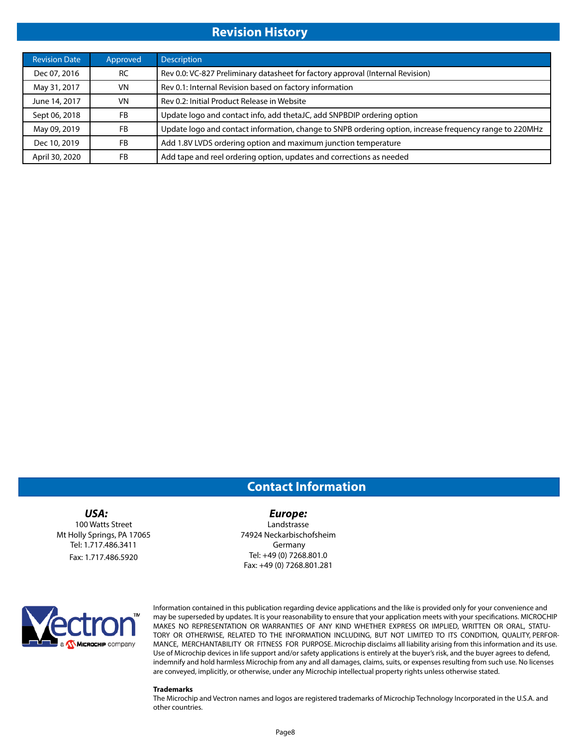## Revision History

| Revision Date | Approved | Description |
|---|---|---|
| Dec 07, 2016 | RC | Rev 0.0: VC-827 Preliminary datasheet for factory approval (Internal Revision) |
| May 31, 2017 | VN | Rev 0.1: Internal Revision based on factory information |
| June 14, 2017 | VN | Rev 0.2: Initial Product Release in Website |
| Sept 06, 2018 | FB | Update logo and contact info, add thetaJC, add SNPBDIP ordering option |
| May 09, 2019 | FB | Update logo and contact information, change to SNPB ordering option, increase frequency range to 220MHz |
| Dec 10, 2019 | FB | Add 1.8V LVDS ordering option and maximum junction temperature |
| April 30, 2020 | FB | Add tape and reel ordering option, updates and corrections as needed |

## Contact Information

***USA:***
100 Watts Street
Mt Holly Springs, PA 17065
Tel: 1.717.486.3411
Fax: 1.717.486.5920

***Europe:***
Landstrasse
74924 Neckarbischofsheim
Germany
Tel: +49 (0) 7268.801.0
Fax: +49 (0) 7268.801.281

Vectron™ a Microchip company

Information contained in this publication regarding device applications and the like is provided only for your convenience and may be superseded by updates. It is your reasonability to ensure that your application meets with your specifications. MICROCHIP MAKES NO REPRESENTATION OR WARRANTIES OF ANY KIND WHETHER EXPRESS OR IMPLIED, WRITTEN OR ORAL, STATUTORY OR OTHERWISE, RELATED TO THE INFORMATION INCLUDING, BUT NOT LIMITED TO ITS CONDITION, QUALITY, PERFORMANCE, MERCHANTABILITY OR FITNESS FOR PURPOSE. Microchip disclaims all liability arising from this information and its use. Use of Microchip devices in life support and/or safety applications is entirely at the buyer's risk, and the buyer agrees to defend, indemnify and hold harmless Microchip from any and all damages, claims, suits, or expenses resulting from such use. No licenses are conveyed, implicitly, or otherwise, under any Microchip intellectual property rights unless otherwise stated.

**Trademarks**

The Microchip and Vectron names and logos are registered trademarks of Microchip Technology Incorporated in the U.S.A. and other countries.